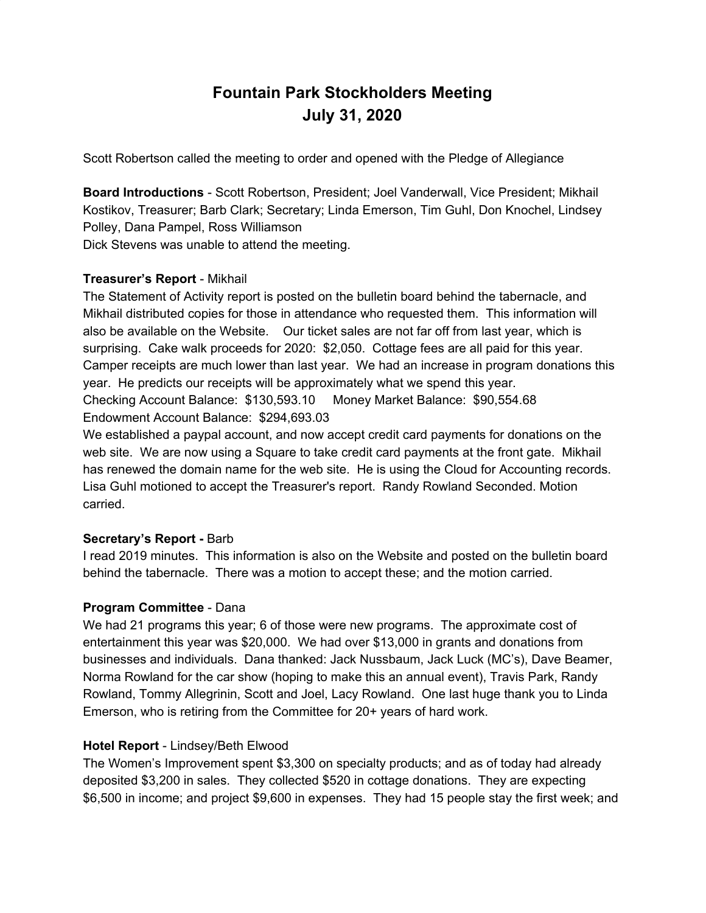# Fountain Park Stockholders Meeting
## July 31, 2020

Scott Robertson called the meeting to order and opened with the Pledge of Allegiance

**Board Introductions** - Scott Robertson, President; Joel Vanderwall, Vice President; Mikhail Kostikov, Treasurer; Barb Clark; Secretary; Linda Emerson, Tim Guhl, Don Knochel, Lindsey Polley, Dana Pampel, Ross Williamson
Dick Stevens was unable to attend the meeting.

**Treasurer's Report** - Mikhail
The Statement of Activity report is posted on the bulletin board behind the tabernacle, and Mikhail distributed copies for those in attendance who requested them. This information will also be available on the Website. Our ticket sales are not far off from last year, which is surprising. Cake walk proceeds for 2020: $2,050. Cottage fees are all paid for this year. Camper receipts are much lower than last year. We had an increase in program donations this year. He predicts our receipts will be approximately what we spend this year.
Checking Account Balance: $130,593.10 Money Market Balance: $90,554.68
Endowment Account Balance: $294,693.03
We established a paypal account, and now accept credit card payments for donations on the web site. We are now using a Square to take credit card payments at the front gate. Mikhail has renewed the domain name for the web site. He is using the Cloud for Accounting records. Lisa Guhl motioned to accept the Treasurer's report. Randy Rowland Seconded. Motion carried.

**Secretary's Report -** Barb
I read 2019 minutes. This information is also on the Website and posted on the bulletin board behind the tabernacle. There was a motion to accept these; and the motion carried.

**Program Committee** - Dana
We had 21 programs this year; 6 of those were new programs. The approximate cost of entertainment this year was $20,000. We had over $13,000 in grants and donations from businesses and individuals. Dana thanked: Jack Nussbaum, Jack Luck (MC's), Dave Beamer, Norma Rowland for the car show (hoping to make this an annual event), Travis Park, Randy Rowland, Tommy Allegrinin, Scott and Joel, Lacy Rowland. One last huge thank you to Linda Emerson, who is retiring from the Committee for 20+ years of hard work.

**Hotel Report** - Lindsey/Beth Elwood
The Women's Improvement spent $3,300 on specialty products; and as of today had already deposited $3,200 in sales. They collected $520 in cottage donations. They are expecting $6,500 in income; and project $9,600 in expenses. They had 15 people stay the first week; and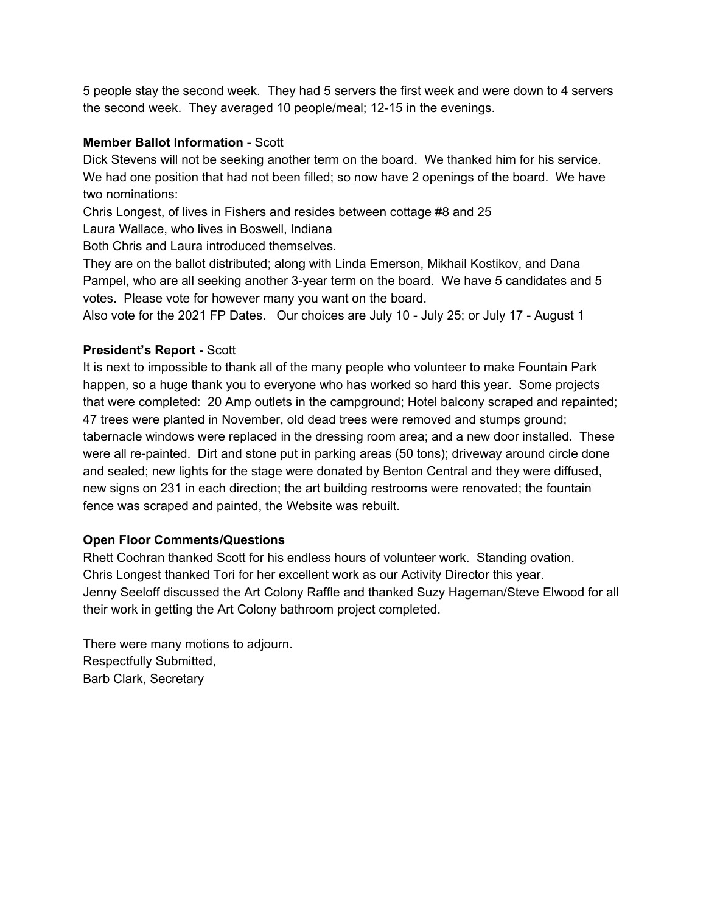5 people stay the second week. They had 5 servers the first week and were down to 4 servers the second week. They averaged 10 people/meal; 12-15 in the evenings.

**Member Ballot Information** - Scott

Dick Stevens will not be seeking another term on the board. We thanked him for his service. We had one position that had not been filled; so now have 2 openings of the board. We have two nominations:

Chris Longest, of lives in Fishers and resides between cottage #8 and 25

Laura Wallace, who lives in Boswell, Indiana

Both Chris and Laura introduced themselves.

They are on the ballot distributed; along with Linda Emerson, Mikhail Kostikov, and Dana Pampel, who are all seeking another 3-year term on the board. We have 5 candidates and 5 votes. Please vote for however many you want on the board.

Also vote for the 2021 FP Dates. Our choices are July 10 - July 25; or July 17 - August 1

**President's Report -** Scott

It is next to impossible to thank all of the many people who volunteer to make Fountain Park happen, so a huge thank you to everyone who has worked so hard this year. Some projects that were completed: 20 Amp outlets in the campground; Hotel balcony scraped and repainted; 47 trees were planted in November, old dead trees were removed and stumps ground; tabernacle windows were replaced in the dressing room area; and a new door installed. These were all re-painted. Dirt and stone put in parking areas (50 tons); driveway around circle done and sealed; new lights for the stage were donated by Benton Central and they were diffused, new signs on 231 in each direction; the art building restrooms were renovated; the fountain fence was scraped and painted, the Website was rebuilt.

**Open Floor Comments/Questions**

Rhett Cochran thanked Scott for his endless hours of volunteer work. Standing ovation.

Chris Longest thanked Tori for her excellent work as our Activity Director this year.

Jenny Seeloff discussed the Art Colony Raffle and thanked Suzy Hageman/Steve Elwood for all their work in getting the Art Colony bathroom project completed.

There were many motions to adjourn.

Respectfully Submitted,

Barb Clark, Secretary